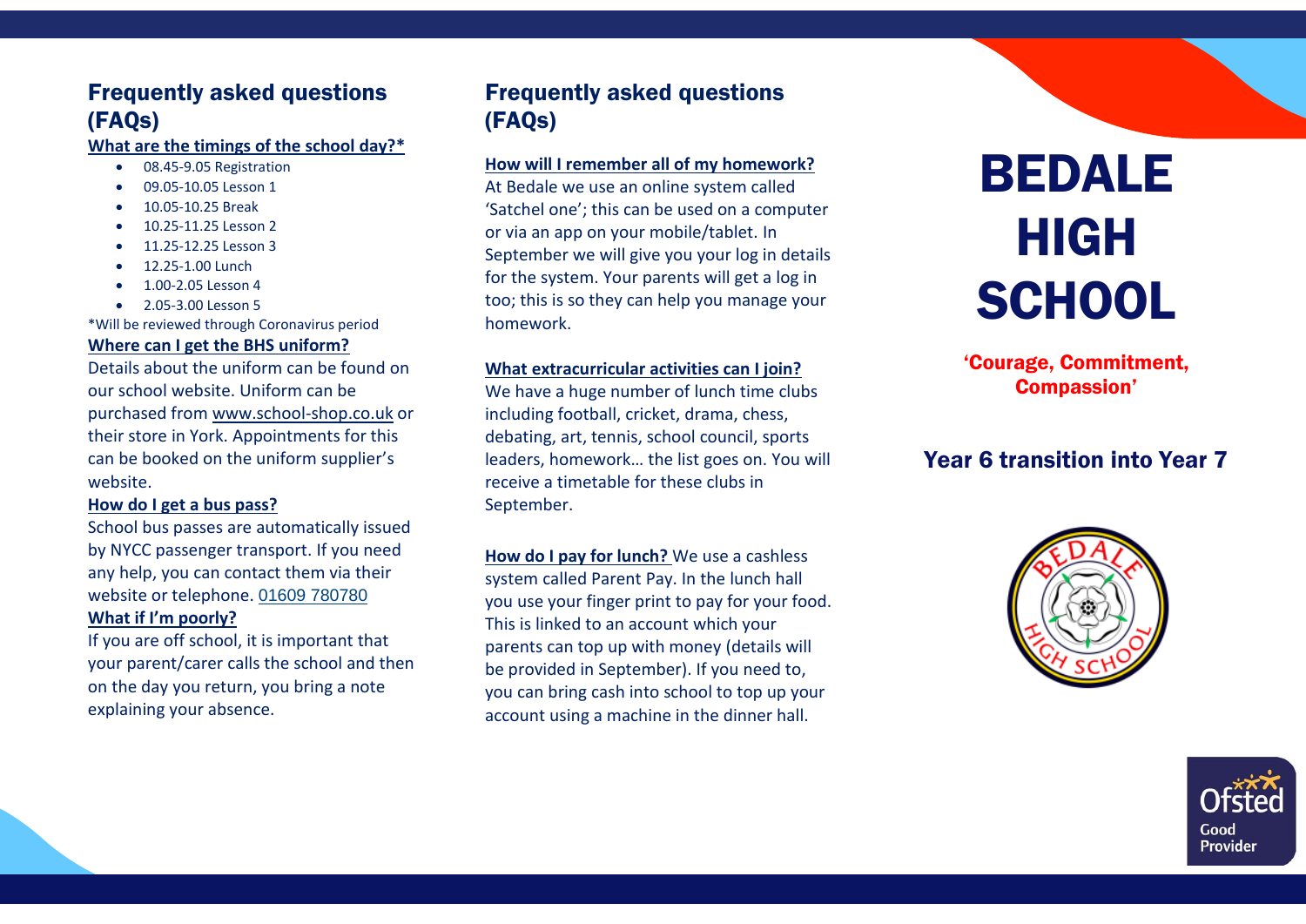## Frequently asked questions (FAQs)

**What are the timings of the school day?***

- 08.45-9.05 Registration
- 09.05-10.05 Lesson 1
- 10.05-10.25 Break
- 10.25-11.25 Lesson 2
- 11.25-12.25 Lesson 3
- 12.25-1.00 Lunch
- 1.00-2.05 Lesson 4
- 2.05-3.00 Lesson 5

*Will be reviewed through Coronavirus period

**Where can I get the BHS uniform?**

Details about the uniform can be found on our school website. Uniform can be purchased from www.school-shop.co.uk or their store in York. Appointments for this can be booked on the uniform supplier's website.

**How do I get a bus pass?**

School bus passes are automatically issued by NYCC passenger transport. If you need any help, you can contact them via their website or telephone. 01609 780780

**What if I'm poorly?**

If you are off school, it is important that your parent/carer calls the school and then on the day you return, you bring a note explaining your absence.

## Frequently asked questions (FAQs)

**How will I remember all of my homework?**

At Bedale we use an online system called 'Satchel one'; this can be used on a computer or via an app on your mobile/tablet. In September we will give you your log in details for the system. Your parents will get a log in too; this is so they can help you manage your homework.

**What extracurricular activities can I join?**

We have a huge number of lunch time clubs including football, cricket, drama, chess, debating, art, tennis, school council, sports leaders, homework… the list goes on. You will receive a timetable for these clubs in September.

**How do I pay for lunch?** We use a cashless system called Parent Pay. In the lunch hall you use your finger print to pay for your food. This is linked to an account which your parents can top up with money (details will be provided in September). If you need to, you can bring cash into school to top up your account using a machine in the dinner hall.

# BEDALE HIGH SCHOOL

**'Courage, Commitment, Compassion'**

## Year 6 transition into Year 7

Ofsted Good Provider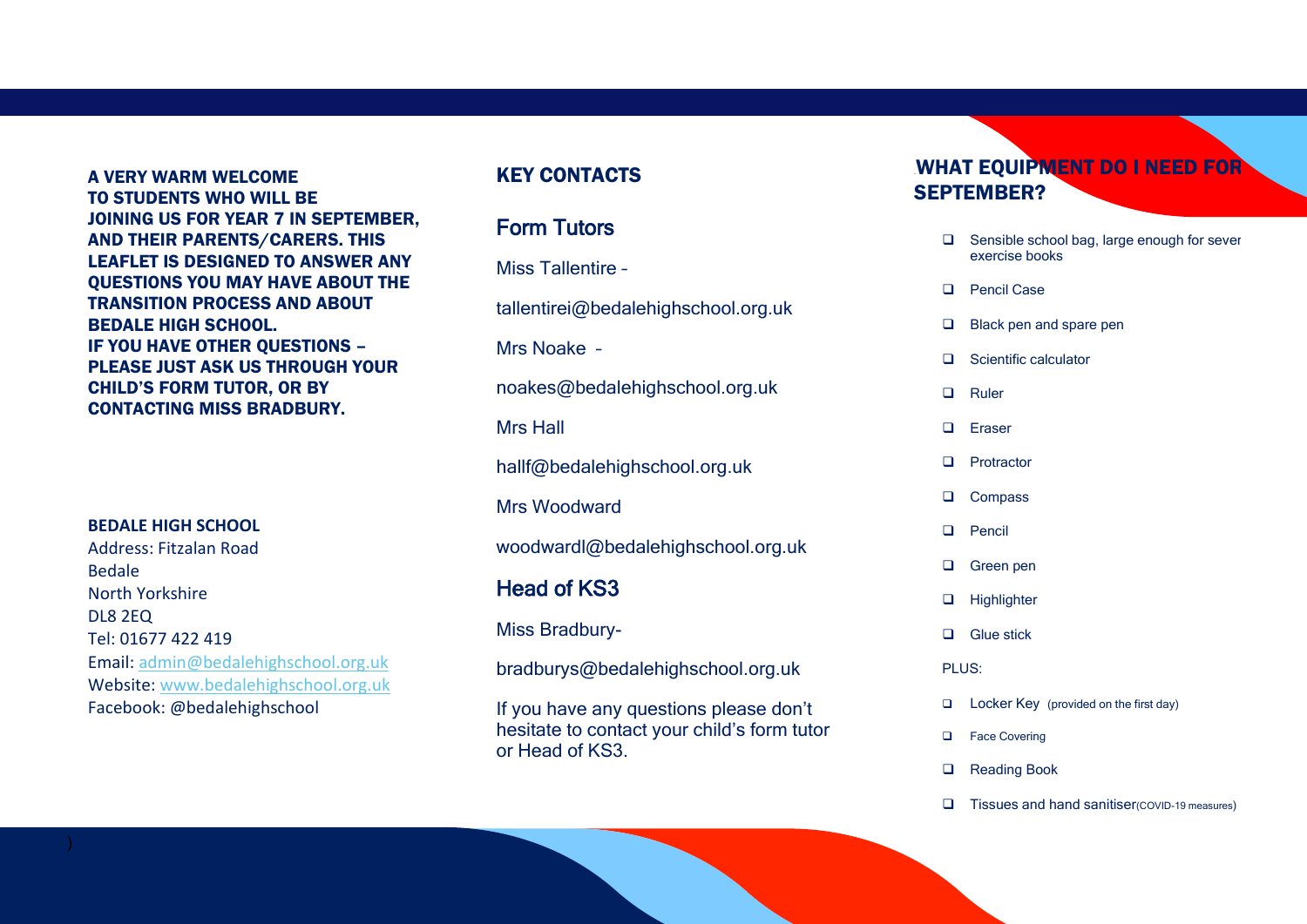**A VERY WARM WELCOME TO STUDENTS WHO WILL BE JOINING US FOR YEAR 7 IN SEPTEMBER, AND THEIR PARENTS/CARERS. THIS LEAFLET IS DESIGNED TO ANSWER ANY QUESTIONS YOU MAY HAVE ABOUT THE TRANSITION PROCESS AND ABOUT BEDALE HIGH SCHOOL.**
**IF YOU HAVE OTHER QUESTIONS – PLEASE JUST ASK US THROUGH YOUR CHILD'S FORM TUTOR, OR BY CONTACTING MISS BRADBURY.**

**BEDALE HIGH SCHOOL**
Address: Fitzalan Road
Bedale
North Yorkshire
DL8 2EQ
Tel: 01677 422 419
Email: admin@bedalehighschool.org.uk
Website: www.bedalehighschool.org.uk
Facebook: @bedalehighschool

## KEY CONTACTS

### Form Tutors

Miss Tallentire –

tallentirei@bedalehighschool.org.uk

Mrs Noake –

noakes@bedalehighschool.org.uk

Mrs Hall

hallf@bedalehighschool.org.uk

Mrs Woodward

woodwardl@bedalehighschool.org.uk

### Head of KS3

Miss Bradbury-

bradburys@bedalehighschool.org.uk

If you have any questions please don't hesitate to contact your child's form tutor or Head of KS3.

## WHAT EQUIPMENT DO I NEED FOR SEPTEMBER?

- Sensible school bag, large enough for sever exercise books
- Pencil Case
- Black pen and spare pen
- Scientific calculator
- Ruler
- Eraser
- Protractor
- Compass
- Pencil
- Green pen
- Highlighter
- Glue stick

PLUS:

- Locker Key (provided on the first day)
- Face Covering
- Reading Book
- Tissues and hand sanitiser(COVID-19 measures)